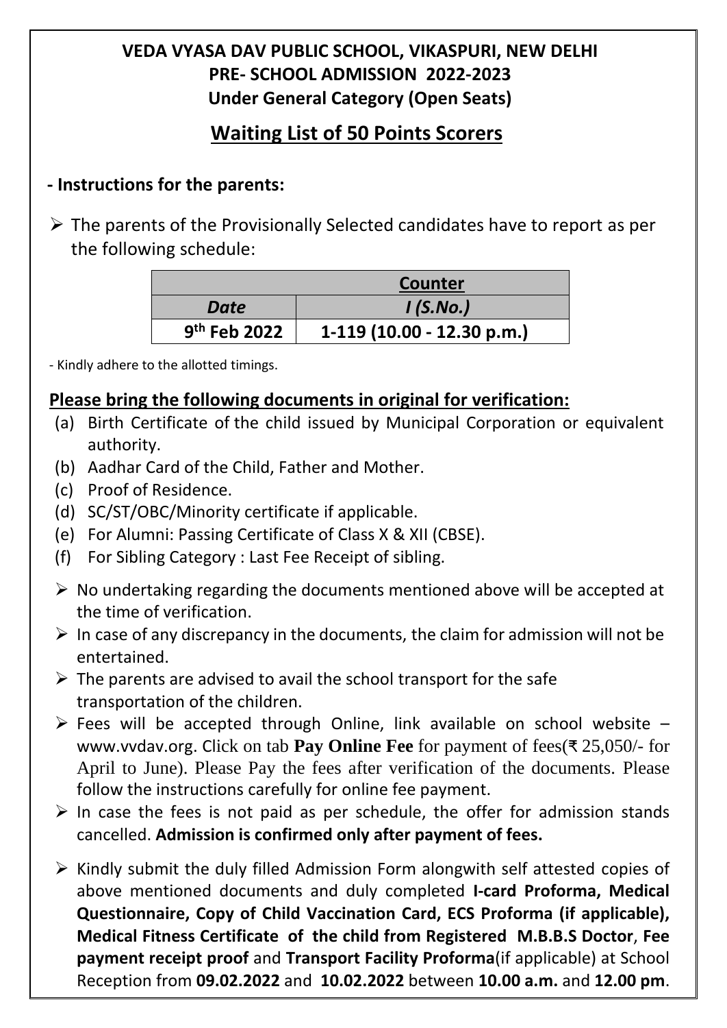**VEDA VYASA DAV PUBLIC SCHOOL, VIKASPURI, NEW DELHI**
**PRE- SCHOOL ADMISSION 2022-2023**
**Under General Category (Open Seats)**

## Waiting List of 50 Points Scorers

**- Instructions for the parents:**

- The parents of the Provisionally Selected candidates have to report as per the following schedule:

| | Counter |
|---|---|
| *Date* | *I (S.No.)* |
| 9th Feb 2022 | 1-119 (10.00 - 12.30 p.m.) |

- Kindly adhere to the allotted timings.

**Please bring the following documents in original for verification:**

(a) Birth Certificate of the child issued by Municipal Corporation or equivalent authority.
(b) Aadhar Card of the Child, Father and Mother.
(c) Proof of Residence.
(d) SC/ST/OBC/Minority certificate if applicable.
(e) For Alumni: Passing Certificate of Class X & XII (CBSE).
(f) For Sibling Category : Last Fee Receipt of sibling.

- No undertaking regarding the documents mentioned above will be accepted at the time of verification.
- In case of any discrepancy in the documents, the claim for admission will not be entertained.
- The parents are advised to avail the school transport for the safe transportation of the children.
- Fees will be accepted through Online, link available on school website – www.vvdav.org. Click on tab **Pay Online Fee** for payment of fees(₹ 25,050/- for April to June). Please Pay the fees after verification of the documents. Please follow the instructions carefully for online fee payment.
- In case the fees is not paid as per schedule, the offer for admission stands cancelled. **Admission is confirmed only after payment of fees.**
- Kindly submit the duly filled Admission Form alongwith self attested copies of above mentioned documents and duly completed **I-card Proforma, Medical Questionnaire, Copy of Child Vaccination Card, ECS Proforma (if applicable), Medical Fitness Certificate of the child from Registered M.B.B.S Doctor**, **Fee payment receipt proof** and **Transport Facility Proforma**(if applicable) at School Reception from **09.02.2022** and **10.02.2022** between **10.00 a.m.** and **12.00 pm**.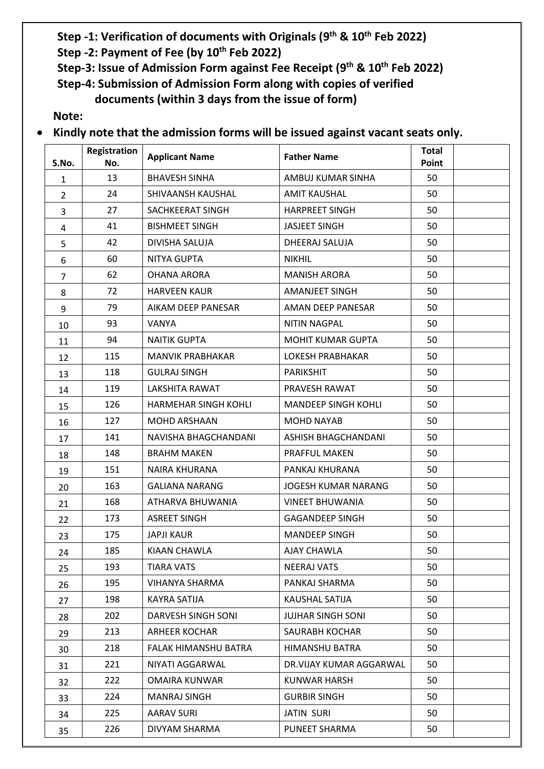**Step -1: Verification of documents with Originals (9th & 10th Feb 2022)**

**Step -2: Payment of Fee (by 10th Feb 2022)**

**Step-3: Issue of Admission Form against Fee Receipt (9th & 10th Feb 2022)**

**Step-4: Submission of Admission Form along with copies of verified documents (within 3 days from the issue of form)**

**Note:**

- **Kindly note that the admission forms will be issued against vacant seats only.**

| S.No. | Registration No. | Applicant Name | Father Name | Total Point | |
|---|---|---|---|---|---|
| 1 | 13 | BHAVESH SINHA | AMBUJ KUMAR SINHA | 50 | |
| 2 | 24 | SHIVAANSH KAUSHAL | AMIT KAUSHAL | 50 | |
| 3 | 27 | SACHKEERAT SINGH | HARPREET SINGH | 50 | |
| 4 | 41 | BISHMEET SINGH | JASJEET SINGH | 50 | |
| 5 | 42 | DIVISHA SALUJA | DHEERAJ SALUJA | 50 | |
| 6 | 60 | NITYA GUPTA | NIKHIL | 50 | |
| 7 | 62 | OHANA ARORA | MANISH ARORA | 50 | |
| 8 | 72 | HARVEEN KAUR | AMANJEET SINGH | 50 | |
| 9 | 79 | AIKAM DEEP PANESAR | AMAN DEEP PANESAR | 50 | |
| 10 | 93 | VANYA | NITIN NAGPAL | 50 | |
| 11 | 94 | NAITIK GUPTA | MOHIT KUMAR GUPTA | 50 | |
| 12 | 115 | MANVIK PRABHAKAR | LOKESH PRABHAKAR | 50 | |
| 13 | 118 | GULRAJ SINGH | PARIKSHIT | 50 | |
| 14 | 119 | LAKSHITA RAWAT | PRAVESH RAWAT | 50 | |
| 15 | 126 | HARMEHAR SINGH KOHLI | MANDEEP SINGH KOHLI | 50 | |
| 16 | 127 | MOHD ARSHAAN | MOHD NAYAB | 50 | |
| 17 | 141 | NAVISHA BHAGCHANDANI | ASHISH BHAGCHANDANI | 50 | |
| 18 | 148 | BRAHM MAKEN | PRAFFUL MAKEN | 50 | |
| 19 | 151 | NAIRA KHURANA | PANKAJ KHURANA | 50 | |
| 20 | 163 | GALIANA NARANG | JOGESH KUMAR NARANG | 50 | |
| 21 | 168 | ATHARVA BHUWANIA | VINEET BHUWANIA | 50 | |
| 22 | 173 | ASREET SINGH | GAGANDEEP SINGH | 50 | |
| 23 | 175 | JAPJI KAUR | MANDEEP SINGH | 50 | |
| 24 | 185 | KIAAN CHAWLA | AJAY CHAWLA | 50 | |
| 25 | 193 | TIARA VATS | NEERAJ VATS | 50 | |
| 26 | 195 | VIHANYA SHARMA | PANKAJ SHARMA | 50 | |
| 27 | 198 | KAYRA SATIJA | KAUSHAL SATIJA | 50 | |
| 28 | 202 | DARVESH SINGH SONI | JUJHAR SINGH SONI | 50 | |
| 29 | 213 | ARHEER KOCHAR | SAURABH KOCHAR | 50 | |
| 30 | 218 | FALAK HIMANSHU BATRA | HIMANSHU BATRA | 50 | |
| 31 | 221 | NIYATI AGGARWAL | DR.VIJAY KUMAR AGGARWAL | 50 | |
| 32 | 222 | OMAIRA KUNWAR | KUNWAR HARSH | 50 | |
| 33 | 224 | MANRAJ SINGH | GURBIR SINGH | 50 | |
| 34 | 225 | AARAV SURI | JATIN SURI | 50 | |
| 35 | 226 | DIVYAM SHARMA | PUNEET SHARMA | 50 | |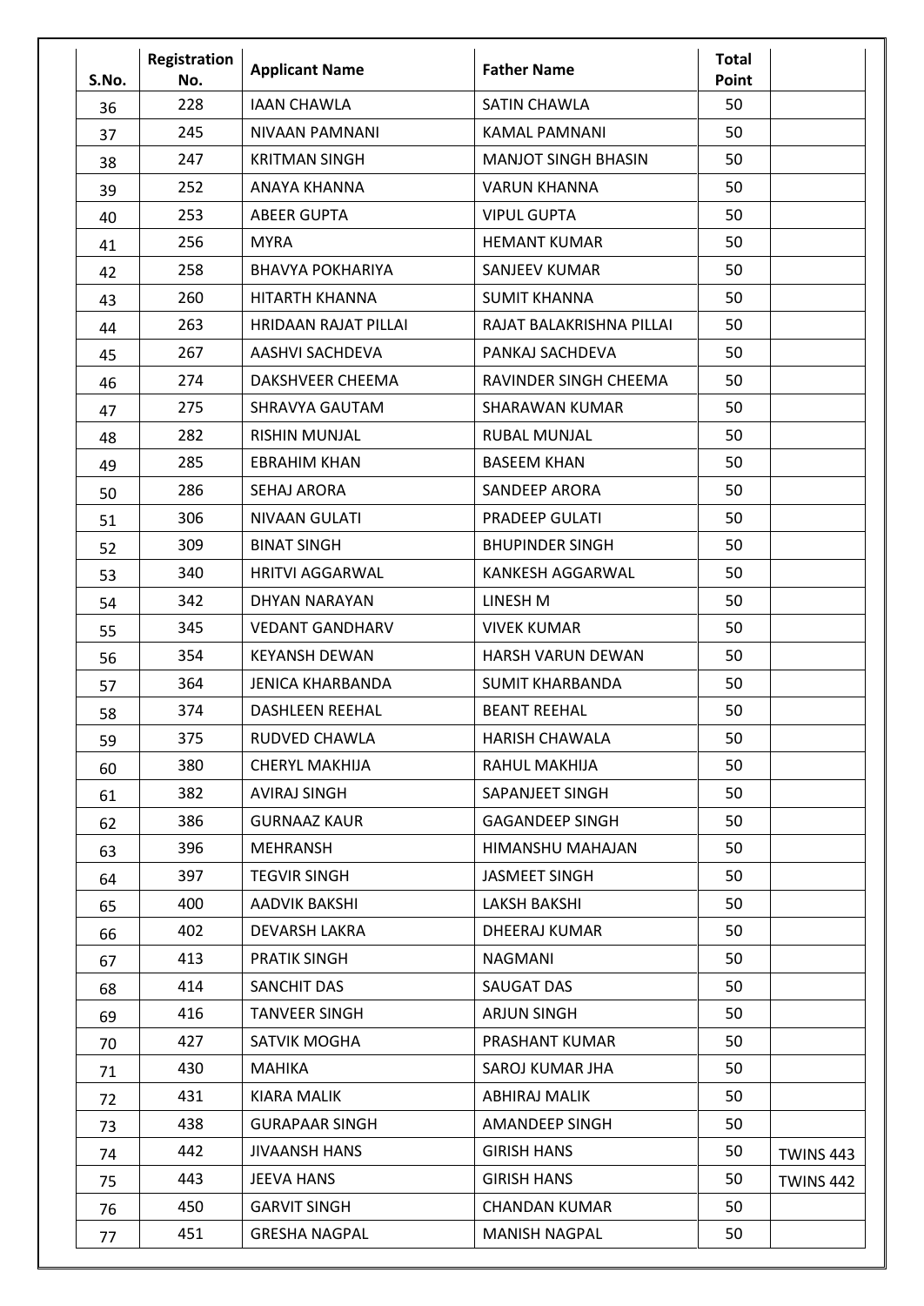| S.No. | Registration No. | Applicant Name | Father Name | Total Point | |
|---|---|---|---|---|---|
| 36 | 228 | IAAN CHAWLA | SATIN CHAWLA | 50 | |
| 37 | 245 | NIVAAN PAMNANI | KAMAL PAMNANI | 50 | |
| 38 | 247 | KRITMAN SINGH | MANJOT SINGH BHASIN | 50 | |
| 39 | 252 | ANAYA KHANNA | VARUN KHANNA | 50 | |
| 40 | 253 | ABEER GUPTA | VIPUL GUPTA | 50 | |
| 41 | 256 | MYRA | HEMANT KUMAR | 50 | |
| 42 | 258 | BHAVYA POKHARIYA | SANJEEV KUMAR | 50 | |
| 43 | 260 | HITARTH KHANNA | SUMIT KHANNA | 50 | |
| 44 | 263 | HRIDAAN RAJAT PILLAI | RAJAT BALAKRISHNA PILLAI | 50 | |
| 45 | 267 | AASHVI SACHDEVA | PANKAJ SACHDEVA | 50 | |
| 46 | 274 | DAKSHVEER CHEEMA | RAVINDER SINGH CHEEMA | 50 | |
| 47 | 275 | SHRAVYA GAUTAM | SHARAWAN KUMAR | 50 | |
| 48 | 282 | RISHIN MUNJAL | RUBAL MUNJAL | 50 | |
| 49 | 285 | EBRAHIM KHAN | BASEEM KHAN | 50 | |
| 50 | 286 | SEHAJ ARORA | SANDEEP ARORA | 50 | |
| 51 | 306 | NIVAAN GULATI | PRADEEP GULATI | 50 | |
| 52 | 309 | BINAT SINGH | BHUPINDER SINGH | 50 | |
| 53 | 340 | HRITVI AGGARWAL | KANKESH AGGARWAL | 50 | |
| 54 | 342 | DHYAN NARAYAN | LINESH M | 50 | |
| 55 | 345 | VEDANT GANDHARV | VIVEK KUMAR | 50 | |
| 56 | 354 | KEYANSH DEWAN | HARSH VARUN DEWAN | 50 | |
| 57 | 364 | JENICA KHARBANDA | SUMIT KHARBANDA | 50 | |
| 58 | 374 | DASHLEEN REEHAL | BEANT REEHAL | 50 | |
| 59 | 375 | RUDVED CHAWLA | HARISH CHAWALA | 50 | |
| 60 | 380 | CHERYL MAKHIJA | RAHUL MAKHIJA | 50 | |
| 61 | 382 | AVIRAJ SINGH | SAPANJEET SINGH | 50 | |
| 62 | 386 | GURNAAZ KAUR | GAGANDEEP SINGH | 50 | |
| 63 | 396 | MEHRANSH | HIMANSHU MAHAJAN | 50 | |
| 64 | 397 | TEGVIR SINGH | JASMEET SINGH | 50 | |
| 65 | 400 | AADVIK BAKSHI | LAKSH BAKSHI | 50 | |
| 66 | 402 | DEVARSH LAKRA | DHEERAJ KUMAR | 50 | |
| 67 | 413 | PRATIK SINGH | NAGMANI | 50 | |
| 68 | 414 | SANCHIT DAS | SAUGAT DAS | 50 | |
| 69 | 416 | TANVEER SINGH | ARJUN SINGH | 50 | |
| 70 | 427 | SATVIK MOGHA | PRASHANT KUMAR | 50 | |
| 71 | 430 | MAHIKA | SAROJ KUMAR JHA | 50 | |
| 72 | 431 | KIARA MALIK | ABHIRAJ MALIK | 50 | |
| 73 | 438 | GURAPAAR SINGH | AMANDEEP SINGH | 50 | |
| 74 | 442 | JIVAANSH HANS | GIRISH HANS | 50 | TWINS 443 |
| 75 | 443 | JEEVA HANS | GIRISH HANS | 50 | TWINS 442 |
| 76 | 450 | GARVIT SINGH | CHANDAN KUMAR | 50 | |
| 77 | 451 | GRESHA NAGPAL | MANISH NAGPAL | 50 | |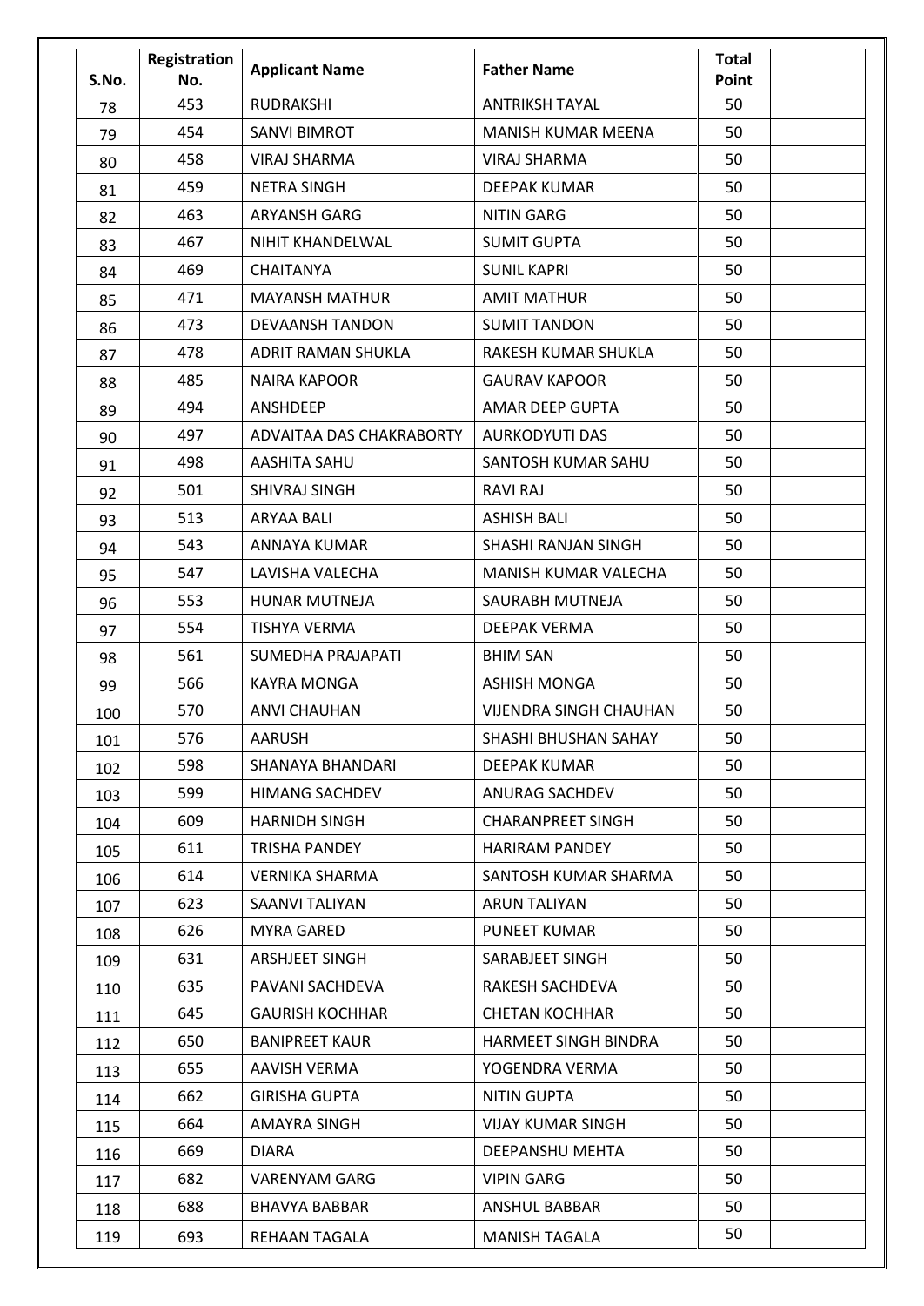| S.No. | Registration No. | Applicant Name | Father Name | Total Point | |
|---|---|---|---|---|---|
| 78 | 453 | RUDRAKSHI | ANTRIKSH TAYAL | 50 | |
| 79 | 454 | SANVI BIMROT | MANISH KUMAR MEENA | 50 | |
| 80 | 458 | VIRAJ SHARMA | VIRAJ SHARMA | 50 | |
| 81 | 459 | NETRA SINGH | DEEPAK KUMAR | 50 | |
| 82 | 463 | ARYANSH GARG | NITIN GARG | 50 | |
| 83 | 467 | NIHIT KHANDELWAL | SUMIT GUPTA | 50 | |
| 84 | 469 | CHAITANYA | SUNIL KAPRI | 50 | |
| 85 | 471 | MAYANSH MATHUR | AMIT MATHUR | 50 | |
| 86 | 473 | DEVAANSH TANDON | SUMIT TANDON | 50 | |
| 87 | 478 | ADRIT RAMAN SHUKLA | RAKESH KUMAR SHUKLA | 50 | |
| 88 | 485 | NAIRA KAPOOR | GAURAV KAPOOR | 50 | |
| 89 | 494 | ANSHDEEP | AMAR DEEP GUPTA | 50 | |
| 90 | 497 | ADVAITAA DAS CHAKRABORTY | AURKODYUTI DAS | 50 | |
| 91 | 498 | AASHITA SAHU | SANTOSH KUMAR SAHU | 50 | |
| 92 | 501 | SHIVRAJ SINGH | RAVI RAJ | 50 | |
| 93 | 513 | ARYAA BALI | ASHISH BALI | 50 | |
| 94 | 543 | ANNAYA KUMAR | SHASHI RANJAN SINGH | 50 | |
| 95 | 547 | LAVISHA VALECHA | MANISH KUMAR VALECHA | 50 | |
| 96 | 553 | HUNAR MUTNEJA | SAURABH MUTNEJA | 50 | |
| 97 | 554 | TISHYA VERMA | DEEPAK VERMA | 50 | |
| 98 | 561 | SUMEDHA PRAJAPATI | BHIM SAN | 50 | |
| 99 | 566 | KAYRA MONGA | ASHISH MONGA | 50 | |
| 100 | 570 | ANVI CHAUHAN | VIJENDRA SINGH CHAUHAN | 50 | |
| 101 | 576 | AARUSH | SHASHI BHUSHAN SAHAY | 50 | |
| 102 | 598 | SHANAYA BHANDARI | DEEPAK KUMAR | 50 | |
| 103 | 599 | HIMANG SACHDEV | ANURAG SACHDEV | 50 | |
| 104 | 609 | HARNIDH SINGH | CHARANPREET SINGH | 50 | |
| 105 | 611 | TRISHA PANDEY | HARIRAM PANDEY | 50 | |
| 106 | 614 | VERNIKA SHARMA | SANTOSH KUMAR SHARMA | 50 | |
| 107 | 623 | SAANVI TALIYAN | ARUN TALIYAN | 50 | |
| 108 | 626 | MYRA GARED | PUNEET KUMAR | 50 | |
| 109 | 631 | ARSHJEET SINGH | SARABJEET SINGH | 50 | |
| 110 | 635 | PAVANI SACHDEVA | RAKESH SACHDEVA | 50 | |
| 111 | 645 | GAURISH KOCHHAR | CHETAN KOCHHAR | 50 | |
| 112 | 650 | BANIPREET KAUR | HARMEET SINGH BINDRA | 50 | |
| 113 | 655 | AAVISH VERMA | YOGENDRA VERMA | 50 | |
| 114 | 662 | GIRISHA GUPTA | NITIN GUPTA | 50 | |
| 115 | 664 | AMAYRA SINGH | VIJAY KUMAR SINGH | 50 | |
| 116 | 669 | DIARA | DEEPANSHU MEHTA | 50 | |
| 117 | 682 | VARENYAM GARG | VIPIN GARG | 50 | |
| 118 | 688 | BHAVYA BABBAR | ANSHUL BABBAR | 50 | |
| 119 | 693 | REHAAN TAGALA | MANISH TAGALA | 50 | |